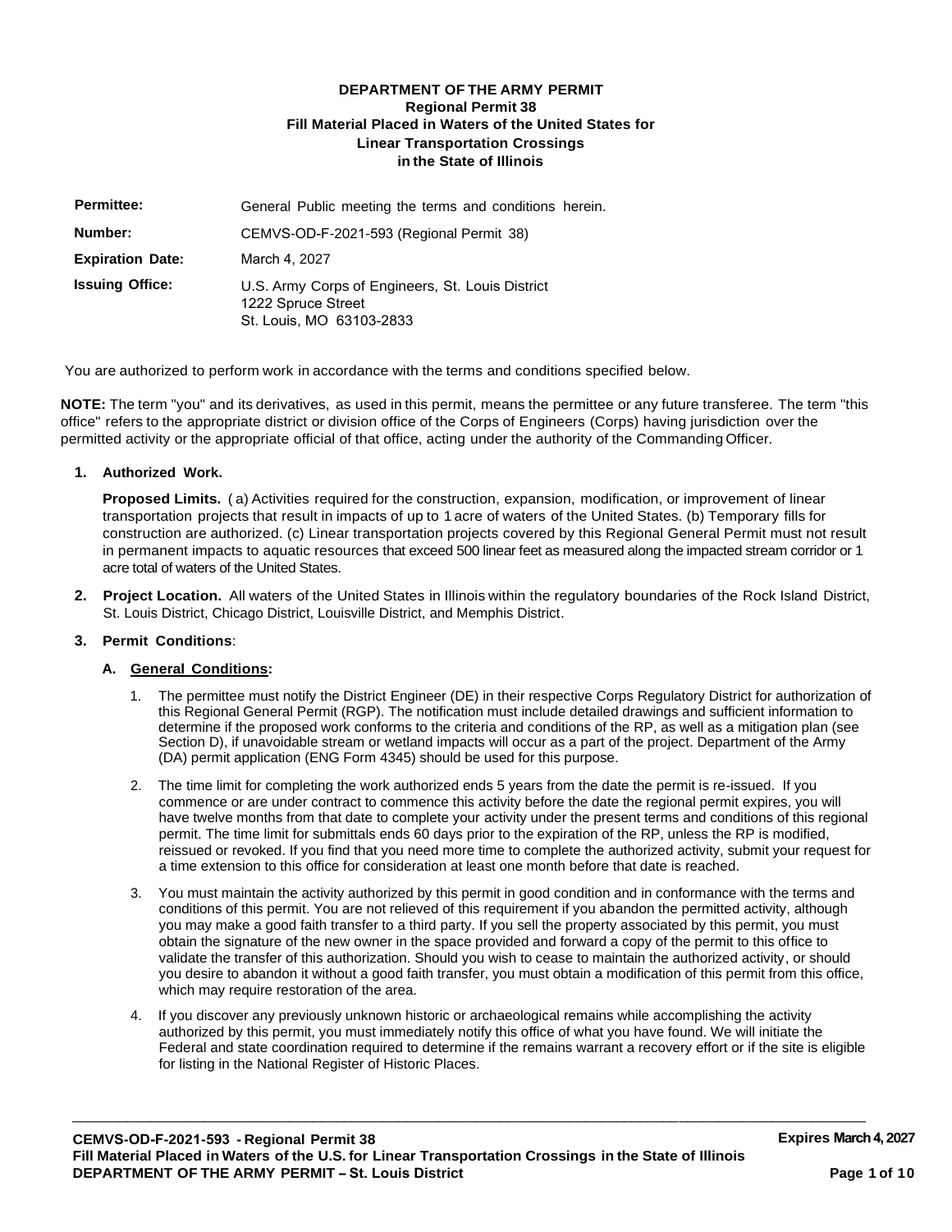**DEPARTMENT OF THE ARMY PERMIT**
**Regional Permit 38**
**Fill Material Placed in Waters of the United States for**
**Linear Transportation Crossings**
**in the State of Illinois**

| | |
|---|---|
| **Permittee:** | General Public meeting the terms and conditions herein. |
| **Number:** | CEMVS-OD-F-2021-593 (Regional Permit 38) |
| **Expiration Date:** | March 4, 2027 |
| **Issuing Office:** | U.S. Army Corps of Engineers, St. Louis District<br>1222 Spruce Street<br>St. Louis, MO 63103-2833 |

You are authorized to perform work in accordance with the terms and conditions specified below.

**NOTE:** The term "you" and its derivatives, as used in this permit, means the permittee or any future transferee. The term "this office" refers to the appropriate district or division office of the Corps of Engineers (Corps) having jurisdiction over the permitted activity or the appropriate official of that office, acting under the authority of the Commanding Officer.

1. **Authorized Work.**

   **Proposed Limits.** (a) Activities required for the construction, expansion, modification, or improvement of linear transportation projects that result in impacts of up to 1 acre of waters of the United States. (b) Temporary fills for construction are authorized. (c) Linear transportation projects covered by this Regional General Permit must not result in permanent impacts to aquatic resources that exceed 500 linear feet as measured along the impacted stream corridor or 1 acre total of waters of the United States.

2. **Project Location.** All waters of the United States in Illinois within the regulatory boundaries of the Rock Island District, St. Louis District, Chicago District, Louisville District, and Memphis District.

3. **Permit Conditions**:

   A. **General Conditions:**

      1. The permittee must notify the District Engineer (DE) in their respective Corps Regulatory District for authorization of this Regional General Permit (RGP). The notification must include detailed drawings and sufficient information to determine if the proposed work conforms to the criteria and conditions of the RP, as well as a mitigation plan (see Section D), if unavoidable stream or wetland impacts will occur as a part of the project. Department of the Army (DA) permit application (ENG Form 4345) should be used for this purpose.

      2. The time limit for completing the work authorized ends 5 years from the date the permit is re-issued. If you commence or are under contract to commence this activity before the date the regional permit expires, you will have twelve months from that date to complete your activity under the present terms and conditions of this regional permit. The time limit for submittals ends 60 days prior to the expiration of the RP, unless the RP is modified, reissued or revoked. If you find that you need more time to complete the authorized activity, submit your request for a time extension to this office for consideration at least one month before that date is reached.

      3. You must maintain the activity authorized by this permit in good condition and in conformance with the terms and conditions of this permit. You are not relieved of this requirement if you abandon the permitted activity, although you may make a good faith transfer to a third party. If you sell the property associated by this permit, you must obtain the signature of the new owner in the space provided and forward a copy of the permit to this office to validate the transfer of this authorization. Should you wish to cease to maintain the authorized activity, or should you desire to abandon it without a good faith transfer, you must obtain a modification of this permit from this office, which may require restoration of the area.

      4. If you discover any previously unknown historic or archaeological remains while accomplishing the activity authorized by this permit, you must immediately notify this office of what you have found. We will initiate the Federal and state coordination required to determine if the remains warrant a recovery effort or if the site is eligible for listing in the National Register of Historic Places.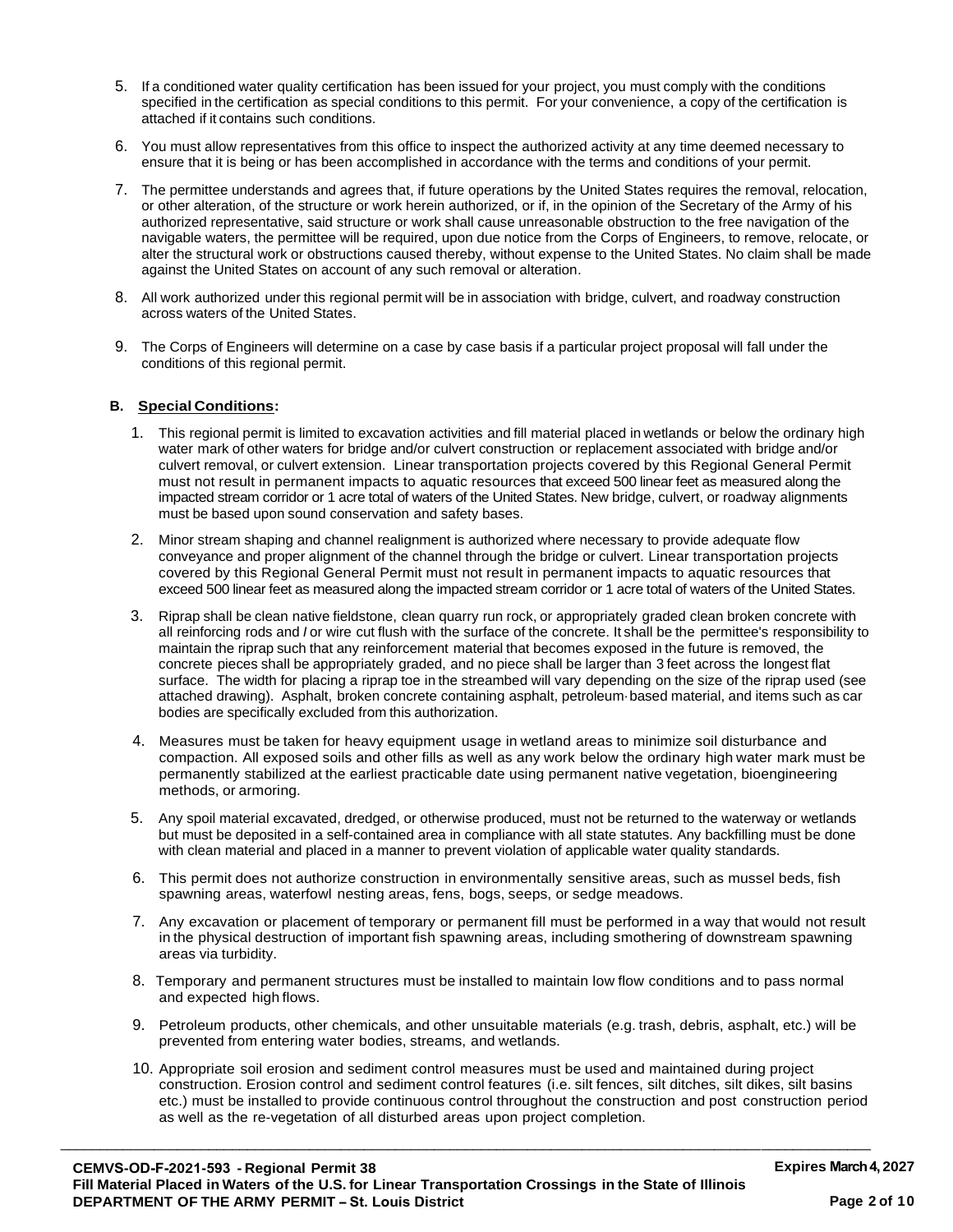5. If a conditioned water quality certification has been issued for your project, you must comply with the conditions specified in the certification as special conditions to this permit. For your convenience, a copy of the certification is attached if it contains such conditions.

6. You must allow representatives from this office to inspect the authorized activity at any time deemed necessary to ensure that it is being or has been accomplished in accordance with the terms and conditions of your permit.

7. The permittee understands and agrees that, if future operations by the United States requires the removal, relocation, or other alteration, of the structure or work herein authorized, or if, in the opinion of the Secretary of the Army of his authorized representative, said structure or work shall cause unreasonable obstruction to the free navigation of the navigable waters, the permittee will be required, upon due notice from the Corps of Engineers, to remove, relocate, or alter the structural work or obstructions caused thereby, without expense to the United States. No claim shall be made against the United States on account of any such removal or alteration.

8. All work authorized under this regional permit will be in association with bridge, culvert, and roadway construction across waters of the United States.

9. The Corps of Engineers will determine on a case by case basis if a particular project proposal will fall under the conditions of this regional permit.

**B. Special Conditions:**

1. This regional permit is limited to excavation activities and fill material placed in wetlands or below the ordinary high water mark of other waters for bridge and/or culvert construction or replacement associated with bridge and/or culvert removal, or culvert extension. Linear transportation projects covered by this Regional General Permit must not result in permanent impacts to aquatic resources that exceed 500 linear feet as measured along the impacted stream corridor or 1 acre total of waters of the United States. New bridge, culvert, or roadway alignments must be based upon sound conservation and safety bases.

2. Minor stream shaping and channel realignment is authorized where necessary to provide adequate flow conveyance and proper alignment of the channel through the bridge or culvert. Linear transportation projects covered by this Regional General Permit must not result in permanent impacts to aquatic resources that exceed 500 linear feet as measured along the impacted stream corridor or 1 acre total of waters of the United States.

3. Riprap shall be clean native fieldstone, clean quarry run rock, or appropriately graded clean broken concrete with all reinforcing rods and / or wire cut flush with the surface of the concrete. It shall be the permittee's responsibility to maintain the riprap such that any reinforcement material that becomes exposed in the future is removed, the concrete pieces shall be appropriately graded, and no piece shall be larger than 3 feet across the longest flat surface. The width for placing a riprap toe in the streambed will vary depending on the size of the riprap used (see attached drawing). Asphalt, broken concrete containing asphalt, petroleum-based material, and items such as car bodies are specifically excluded from this authorization.

4. Measures must be taken for heavy equipment usage in wetland areas to minimize soil disturbance and compaction. All exposed soils and other fills as well as any work below the ordinary high water mark must be permanently stabilized at the earliest practicable date using permanent native vegetation, bioengineering methods, or armoring.

5. Any spoil material excavated, dredged, or otherwise produced, must not be returned to the waterway or wetlands but must be deposited in a self-contained area in compliance with all state statutes. Any backfilling must be done with clean material and placed in a manner to prevent violation of applicable water quality standards.

6. This permit does not authorize construction in environmentally sensitive areas, such as mussel beds, fish spawning areas, waterfowl nesting areas, fens, bogs, seeps, or sedge meadows.

7. Any excavation or placement of temporary or permanent fill must be performed in a way that would not result in the physical destruction of important fish spawning areas, including smothering of downstream spawning areas via turbidity.

8. Temporary and permanent structures must be installed to maintain low flow conditions and to pass normal and expected high flows.

9. Petroleum products, other chemicals, and other unsuitable materials (e.g. trash, debris, asphalt, etc.) will be prevented from entering water bodies, streams, and wetlands.

10. Appropriate soil erosion and sediment control measures must be used and maintained during project construction. Erosion control and sediment control features (i.e. silt fences, silt ditches, silt dikes, silt basins etc.) must be installed to provide continuous control throughout the construction and post construction period as well as the re-vegetation of all disturbed areas upon project completion.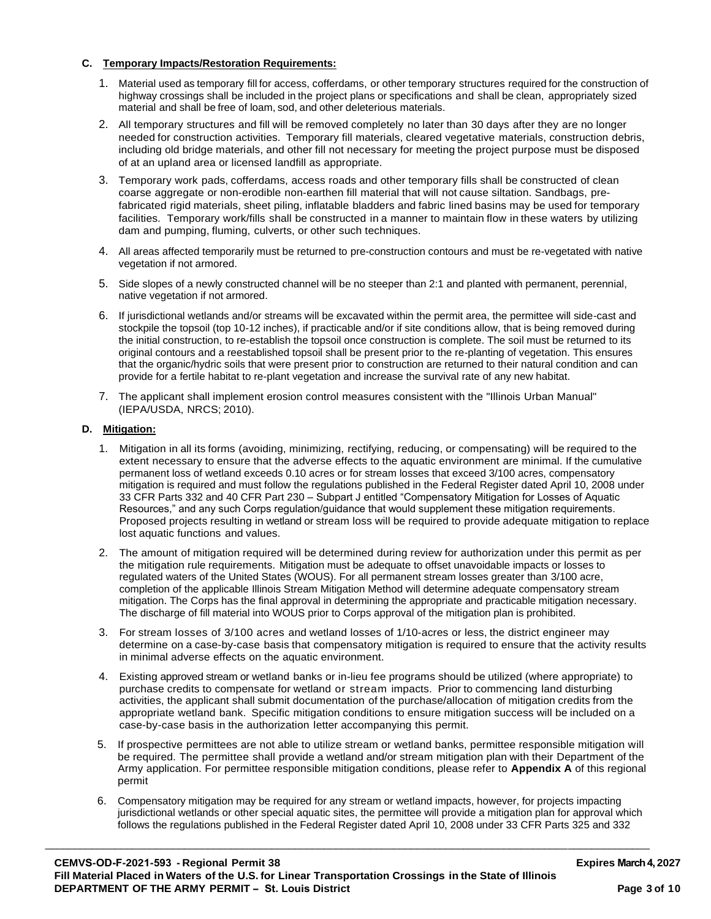### C. Temporary Impacts/Restoration Requirements:

1. Material used as temporary fill for access, cofferdams, or other temporary structures required for the construction of highway crossings shall be included in the project plans or specifications and shall be clean, appropriately sized material and shall be free of loam, sod, and other deleterious materials.
2. All temporary structures and fill will be removed completely no later than 30 days after they are no longer needed for construction activities. Temporary fill materials, cleared vegetative materials, construction debris, including old bridge materials, and other fill not necessary for meeting the project purpose must be disposed of at an upland area or licensed landfill as appropriate.
3. Temporary work pads, cofferdams, access roads and other temporary fills shall be constructed of clean coarse aggregate or non-erodible non-earthen fill material that will not cause siltation. Sandbags, pre-fabricated rigid materials, sheet piling, inflatable bladders and fabric lined basins may be used for temporary facilities. Temporary work/fills shall be constructed in a manner to maintain flow in these waters by utilizing dam and pumping, fluming, culverts, or other such techniques.
4. All areas affected temporarily must be returned to pre-construction contours and must be re-vegetated with native vegetation if not armored.
5. Side slopes of a newly constructed channel will be no steeper than 2:1 and planted with permanent, perennial, native vegetation if not armored.
6. If jurisdictional wetlands and/or streams will be excavated within the permit area, the permittee will side-cast and stockpile the topsoil (top 10-12 inches), if practicable and/or if site conditions allow, that is being removed during the initial construction, to re-establish the topsoil once construction is complete. The soil must be returned to its original contours and a reestablished topsoil shall be present prior to the re-planting of vegetation. This ensures that the organic/hydric soils that were present prior to construction are returned to their natural condition and can provide for a fertile habitat to re-plant vegetation and increase the survival rate of any new habitat.
7. The applicant shall implement erosion control measures consistent with the "Illinois Urban Manual" (IEPA/USDA, NRCS; 2010).

### D. Mitigation:

1. Mitigation in all its forms (avoiding, minimizing, rectifying, reducing, or compensating) will be required to the extent necessary to ensure that the adverse effects to the aquatic environment are minimal. If the cumulative permanent loss of wetland exceeds 0.10 acres or for stream losses that exceed 3/100 acres, compensatory mitigation is required and must follow the regulations published in the Federal Register dated April 10, 2008 under 33 CFR Parts 332 and 40 CFR Part 230 – Subpart J entitled "Compensatory Mitigation for Losses of Aquatic Resources," and any such Corps regulation/guidance that would supplement these mitigation requirements. Proposed projects resulting in wetland or stream loss will be required to provide adequate mitigation to replace lost aquatic functions and values.
2. The amount of mitigation required will be determined during review for authorization under this permit as per the mitigation rule requirements. Mitigation must be adequate to offset unavoidable impacts or losses to regulated waters of the United States (WOUS). For all permanent stream losses greater than 3/100 acre, completion of the applicable Illinois Stream Mitigation Method will determine adequate compensatory stream mitigation. The Corps has the final approval in determining the appropriate and practicable mitigation necessary. The discharge of fill material into WOUS prior to Corps approval of the mitigation plan is prohibited.
3. For stream losses of 3/100 acres and wetland losses of 1/10-acres or less, the district engineer may determine on a case-by-case basis that compensatory mitigation is required to ensure that the activity results in minimal adverse effects on the aquatic environment.
4. Existing approved stream or wetland banks or in-lieu fee programs should be utilized (where appropriate) to purchase credits to compensate for wetland or stream impacts. Prior to commencing land disturbing activities, the applicant shall submit documentation of the purchase/allocation of mitigation credits from the appropriate wetland bank. Specific mitigation conditions to ensure mitigation success will be included on a case-by-case basis in the authorization letter accompanying this permit.
5. If prospective permittees are not able to utilize stream or wetland banks, permittee responsible mitigation will be required. The permittee shall provide a wetland and/or stream mitigation plan with their Department of the Army application. For permittee responsible mitigation conditions, please refer to **Appendix A** of this regional permit
6. Compensatory mitigation may be required for any stream or wetland impacts, however, for projects impacting jurisdictional wetlands or other special aquatic sites, the permittee will provide a mitigation plan for approval which follows the regulations published in the Federal Register dated April 10, 2008 under 33 CFR Parts 325 and 332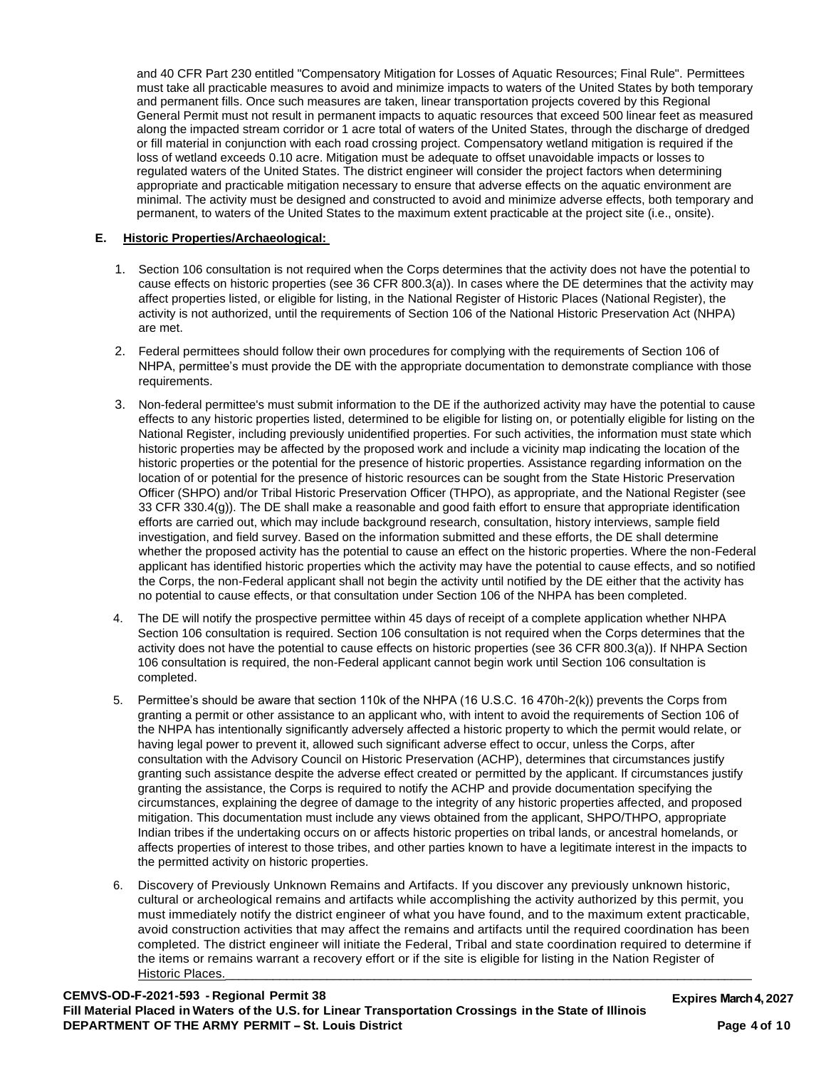and 40 CFR Part 230 entitled "Compensatory Mitigation for Losses of Aquatic Resources; Final Rule". Permittees must take all practicable measures to avoid and minimize impacts to waters of the United States by both temporary and permanent fills. Once such measures are taken, linear transportation projects covered by this Regional General Permit must not result in permanent impacts to aquatic resources that exceed 500 linear feet as measured along the impacted stream corridor or 1 acre total of waters of the United States, through the discharge of dredged or fill material in conjunction with each road crossing project. Compensatory wetland mitigation is required if the loss of wetland exceeds 0.10 acre. Mitigation must be adequate to offset unavoidable impacts or losses to regulated waters of the United States. The district engineer will consider the project factors when determining appropriate and practicable mitigation necessary to ensure that adverse effects on the aquatic environment are minimal. The activity must be designed and constructed to avoid and minimize adverse effects, both temporary and permanent, to waters of the United States to the maximum extent practicable at the project site (i.e., onsite).

**E. Historic Properties/Archaeological:**

1. Section 106 consultation is not required when the Corps determines that the activity does not have the potential to cause effects on historic properties (see 36 CFR 800.3(a)). In cases where the DE determines that the activity may affect properties listed, or eligible for listing, in the National Register of Historic Places (National Register), the activity is not authorized, until the requirements of Section 106 of the National Historic Preservation Act (NHPA) are met.

2. Federal permittees should follow their own procedures for complying with the requirements of Section 106 of NHPA, permittee's must provide the DE with the appropriate documentation to demonstrate compliance with those requirements.

3. Non-federal permittee's must submit information to the DE if the authorized activity may have the potential to cause effects to any historic properties listed, determined to be eligible for listing on, or potentially eligible for listing on the National Register, including previously unidentified properties. For such activities, the information must state which historic properties may be affected by the proposed work and include a vicinity map indicating the location of the historic properties or the potential for the presence of historic properties. Assistance regarding information on the location of or potential for the presence of historic resources can be sought from the State Historic Preservation Officer (SHPO) and/or Tribal Historic Preservation Officer (THPO), as appropriate, and the National Register (see 33 CFR 330.4(g)). The DE shall make a reasonable and good faith effort to ensure that appropriate identification efforts are carried out, which may include background research, consultation, history interviews, sample field investigation, and field survey. Based on the information submitted and these efforts, the DE shall determine whether the proposed activity has the potential to cause an effect on the historic properties. Where the non-Federal applicant has identified historic properties which the activity may have the potential to cause effects, and so notified the Corps, the non-Federal applicant shall not begin the activity until notified by the DE either that the activity has no potential to cause effects, or that consultation under Section 106 of the NHPA has been completed.

4. The DE will notify the prospective permittee within 45 days of receipt of a complete application whether NHPA Section 106 consultation is required. Section 106 consultation is not required when the Corps determines that the activity does not have the potential to cause effects on historic properties (see 36 CFR 800.3(a)). If NHPA Section 106 consultation is required, the non-Federal applicant cannot begin work until Section 106 consultation is completed.

5. Permittee's should be aware that section 110k of the NHPA (16 U.S.C. 16 470h-2(k)) prevents the Corps from granting a permit or other assistance to an applicant who, with intent to avoid the requirements of Section 106 of the NHPA has intentionally significantly adversely affected a historic property to which the permit would relate, or having legal power to prevent it, allowed such significant adverse effect to occur, unless the Corps, after consultation with the Advisory Council on Historic Preservation (ACHP), determines that circumstances justify granting such assistance despite the adverse effect created or permitted by the applicant. If circumstances justify granting the assistance, the Corps is required to notify the ACHP and provide documentation specifying the circumstances, explaining the degree of damage to the integrity of any historic properties affected, and proposed mitigation. This documentation must include any views obtained from the applicant, SHPO/THPO, appropriate Indian tribes if the undertaking occurs on or affects historic properties on tribal lands, or ancestral homelands, or affects properties of interest to those tribes, and other parties known to have a legitimate interest in the impacts to the permitted activity on historic properties.

6. Discovery of Previously Unknown Remains and Artifacts. If you discover any previously unknown historic, cultural or archeological remains and artifacts while accomplishing the activity authorized by this permit, you must immediately notify the district engineer of what you have found, and to the maximum extent practicable, avoid construction activities that may affect the remains and artifacts until the required coordination has been completed. The district engineer will initiate the Federal, Tribal and state coordination required to determine if the items or remains warrant a recovery effort or if the site is eligible for listing in the Nation Register of Historic Places.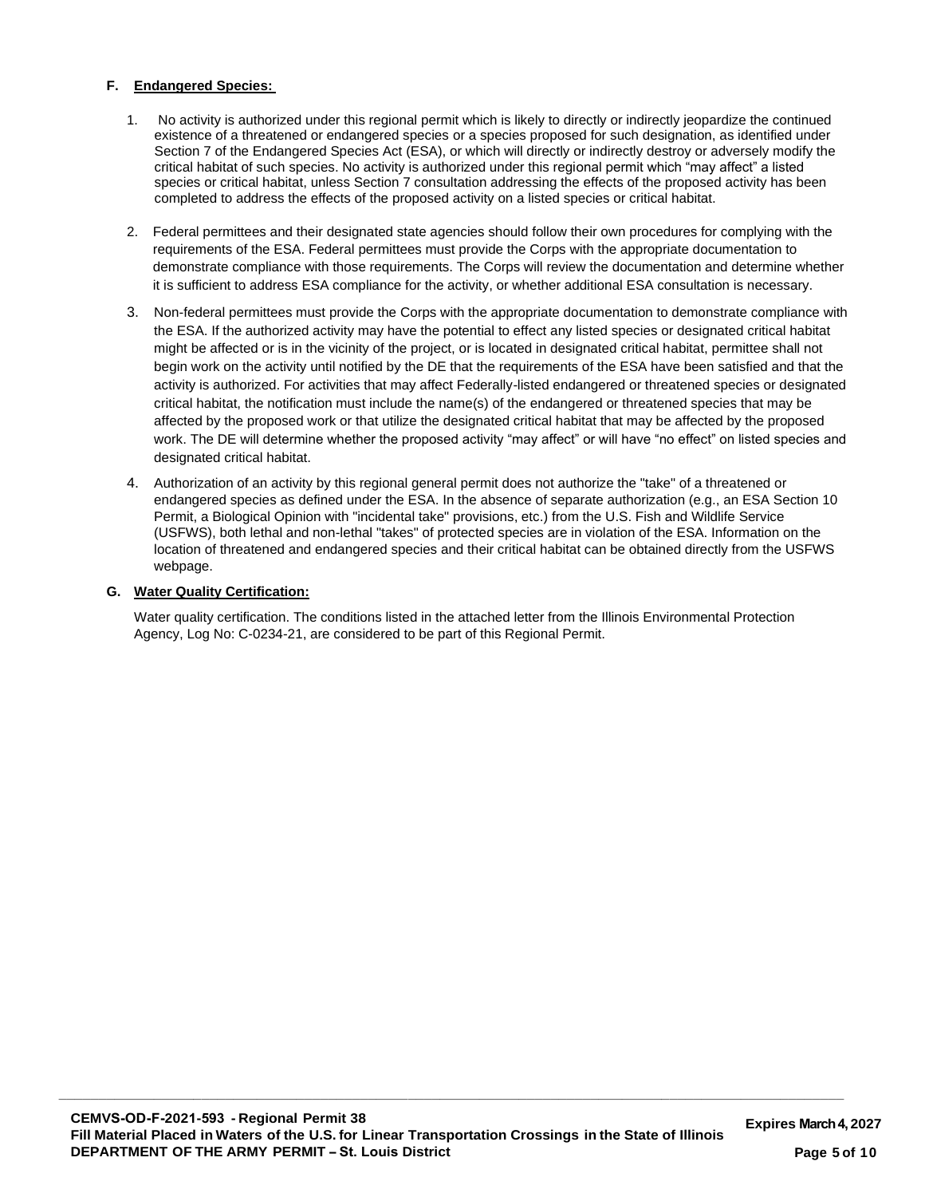**F. Endangered Species:**

1. No activity is authorized under this regional permit which is likely to directly or indirectly jeopardize the continued existence of a threatened or endangered species or a species proposed for such designation, as identified under Section 7 of the Endangered Species Act (ESA), or which will directly or indirectly destroy or adversely modify the critical habitat of such species. No activity is authorized under this regional permit which "may affect" a listed species or critical habitat, unless Section 7 consultation addressing the effects of the proposed activity has been completed to address the effects of the proposed activity on a listed species or critical habitat.

2. Federal permittees and their designated state agencies should follow their own procedures for complying with the requirements of the ESA. Federal permittees must provide the Corps with the appropriate documentation to demonstrate compliance with those requirements. The Corps will review the documentation and determine whether it is sufficient to address ESA compliance for the activity, or whether additional ESA consultation is necessary.

3. Non-federal permittees must provide the Corps with the appropriate documentation to demonstrate compliance with the ESA. If the authorized activity may have the potential to effect any listed species or designated critical habitat might be affected or is in the vicinity of the project, or is located in designated critical habitat, permittee shall not begin work on the activity until notified by the DE that the requirements of the ESA have been satisfied and that the activity is authorized. For activities that may affect Federally-listed endangered or threatened species or designated critical habitat, the notification must include the name(s) of the endangered or threatened species that may be affected by the proposed work or that utilize the designated critical habitat that may be affected by the proposed work. The DE will determine whether the proposed activity "may affect" or will have "no effect" on listed species and designated critical habitat.

4. Authorization of an activity by this regional general permit does not authorize the "take" of a threatened or endangered species as defined under the ESA. In the absence of separate authorization (e.g., an ESA Section 10 Permit, a Biological Opinion with "incidental take" provisions, etc.) from the U.S. Fish and Wildlife Service (USFWS), both lethal and non-lethal "takes" of protected species are in violation of the ESA. Information on the location of threatened and endangered species and their critical habitat can be obtained directly from the USFWS webpage.

**G. Water Quality Certification:**

Water quality certification. The conditions listed in the attached letter from the Illinois Environmental Protection Agency, Log No: C-0234-21, are considered to be part of this Regional Permit.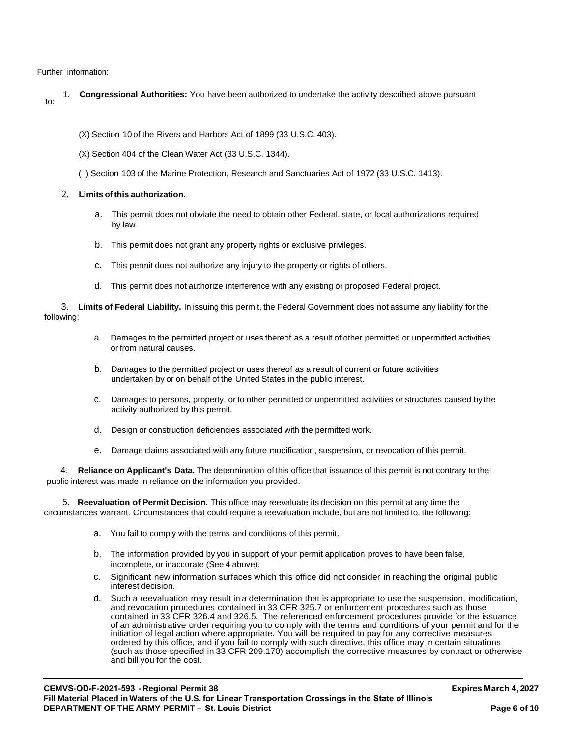Further information:

1. **Congressional Authorities:** You have been authorized to undertake the activity described above pursuant to:

(X) Section 10 of the Rivers and Harbors Act of 1899 (33 U.S.C. 403).

(X) Section 404 of the Clean Water Act (33 U.S.C. 1344).

( ) Section 103 of the Marine Protection, Research and Sanctuaries Act of 1972 (33 U.S.C. 1413).

2. **Limits of this authorization.**

   a. This permit does not obviate the need to obtain other Federal, state, or local authorizations required by law.

   b. This permit does not grant any property rights or exclusive privileges.

   c. This permit does not authorize any injury to the property or rights of others.

   d. This permit does not authorize interference with any existing or proposed Federal project.

3. **Limits of Federal Liability.** In issuing this permit, the Federal Government does not assume any liability for the following:

   a. Damages to the permitted project or uses thereof as a result of other permitted or unpermitted activities or from natural causes.

   b. Damages to the permitted project or uses thereof as a result of current or future activities undertaken by or on behalf of the United States in the public interest.

   c. Damages to persons, property, or to other permitted or unpermitted activities or structures caused by the activity authorized by this permit.

   d. Design or construction deficiencies associated with the permitted work.

   e. Damage claims associated with any future modification, suspension, or revocation of this permit.

4. **Reliance on Applicant's Data.** The determination of this office that issuance of this permit is not contrary to the public interest was made in reliance on the information you provided.

5. **Reevaluation of Permit Decision.** This office may reevaluate its decision on this permit at any time the circumstances warrant. Circumstances that could require a reevaluation include, but are not limited to, the following:

   a. You fail to comply with the terms and conditions of this permit.

   b. The information provided by you in support of your permit application proves to have been false, incomplete, or inaccurate (See 4 above).

   c. Significant new information surfaces which this office did not consider in reaching the original public interest decision.

   d. Such a reevaluation may result in a determination that is appropriate to use the suspension, modification, and revocation procedures contained in 33 CFR 325.7 or enforcement procedures such as those contained in 33 CFR 326.4 and 326.5. The referenced enforcement procedures provide for the issuance of an administrative order requiring you to comply with the terms and conditions of your permit and for the initiation of legal action where appropriate. You will be required to pay for any corrective measures ordered by this office, and if you fail to comply with such directive, this office may in certain situations (such as those specified in 33 CFR 209.170) accomplish the corrective measures by contract or otherwise and bill you for the cost.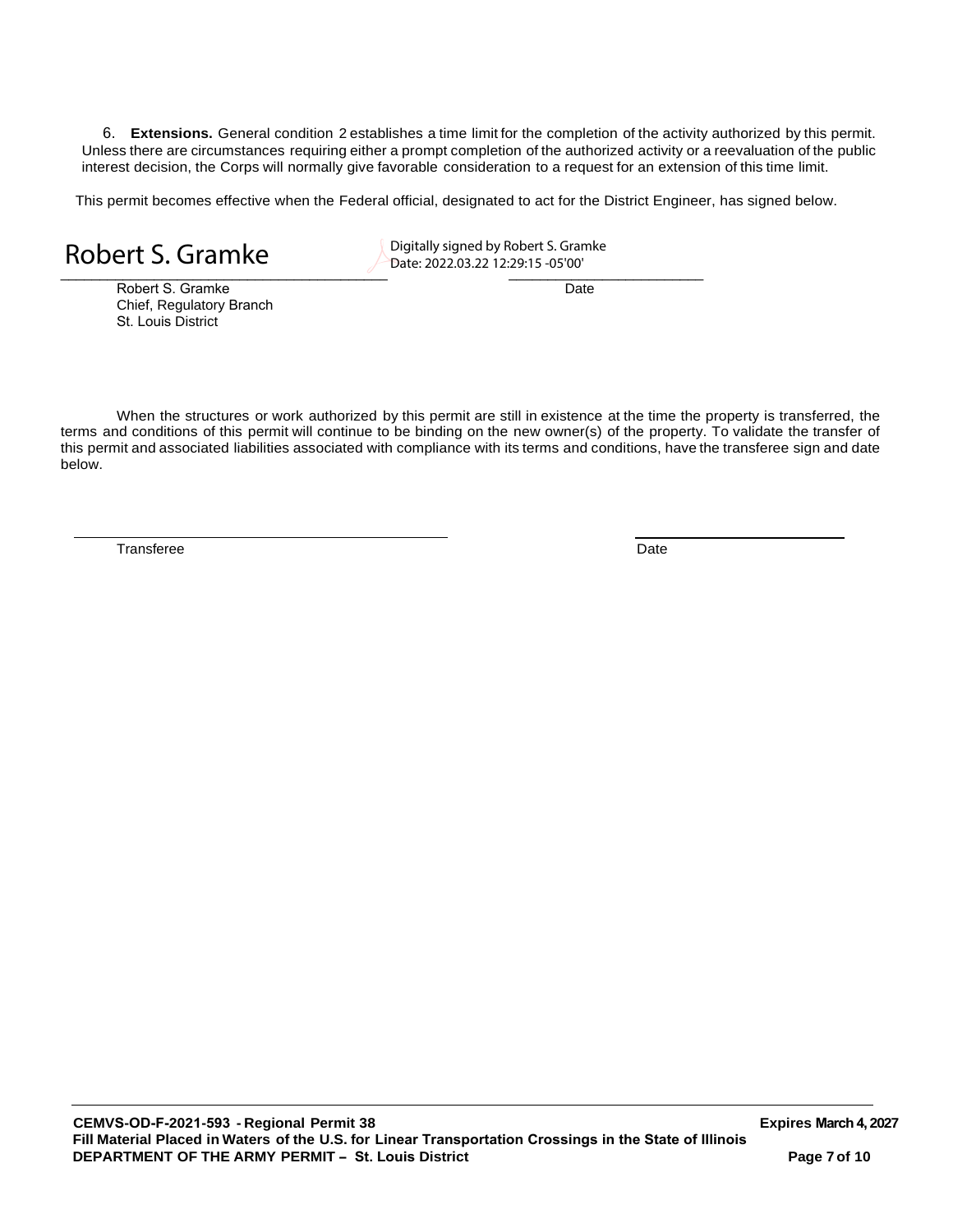6. **Extensions.** General condition 2 establishes a time limit for the completion of the activity authorized by this permit. Unless there are circumstances requiring either a prompt completion of the authorized activity or a reevaluation of the public interest decision, the Corps will normally give favorable consideration to a request for an extension of this time limit.

This permit becomes effective when the Federal official, designated to act for the District Engineer, has signed below.

Robert S. Gramke — Digitally signed by Robert S. Gramke Date: 2022.03.22 12:29:15 -05'00'

\_\_\_\_\_\_\_\_\_\_\_\_\_\_\_\_\_\_\_\_\_\_\_\_\_\_\_\_\_\_\_\_\_\_\_\_\_\_ \_\_\_\_\_\_\_\_\_\_\_\_\_\_\_\_\_\_\_\_\_\_\_\_

Robert S. Gramke
Chief, Regulatory Branch
St. Louis District

Date

When the structures or work authorized by this permit are still in existence at the time the property is transferred, the terms and conditions of this permit will continue to be binding on the new owner(s) of the property. To validate the transfer of this permit and associated liabilities associated with compliance with its terms and conditions, have the transferee sign and date below.

\_\_\_\_\_\_\_\_\_\_\_\_\_\_\_\_\_\_\_\_\_\_\_\_\_\_\_\_\_\_\_\_\_\_\_\_\_\_ \_\_\_\_\_\_\_\_\_\_\_\_\_\_\_\_\_\_\_\_\_\_\_\_

Transferee

Date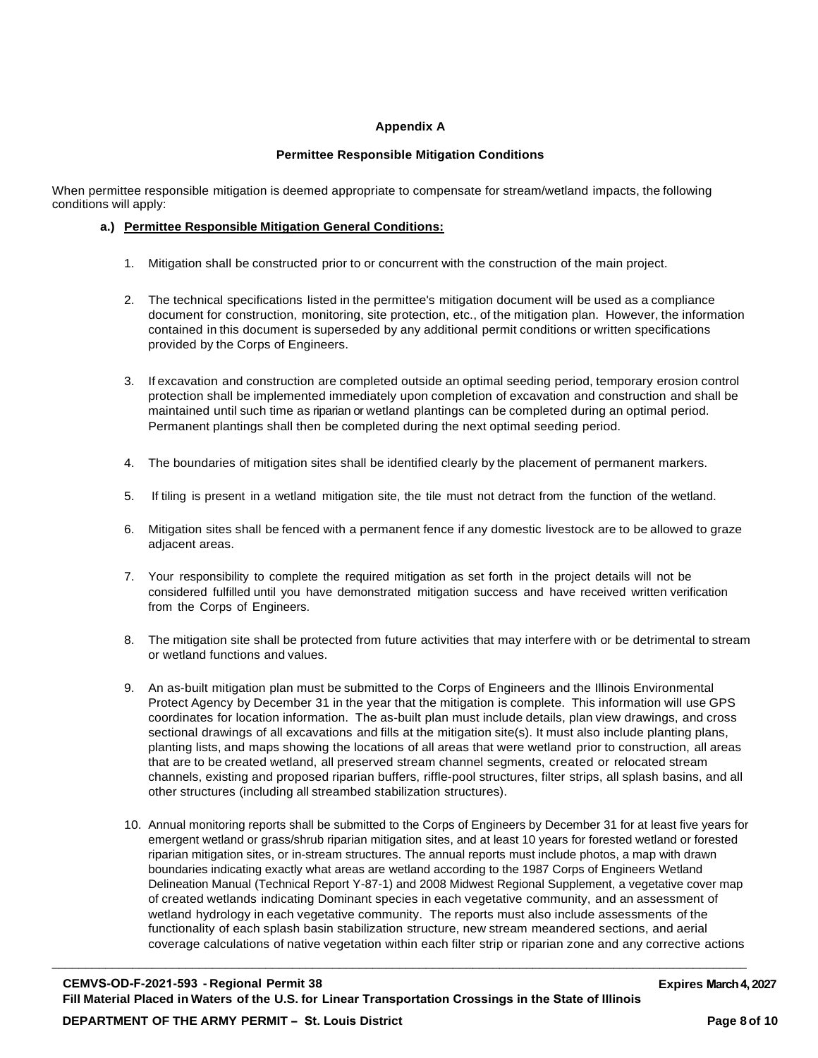## Appendix A

### Permittee Responsible Mitigation Conditions

When permittee responsible mitigation is deemed appropriate to compensate for stream/wetland impacts, the following conditions will apply:

**a.) Permittee Responsible Mitigation General Conditions:**

1. Mitigation shall be constructed prior to or concurrent with the construction of the main project.

2. The technical specifications listed in the permittee's mitigation document will be used as a compliance document for construction, monitoring, site protection, etc., of the mitigation plan. However, the information contained in this document is superseded by any additional permit conditions or written specifications provided by the Corps of Engineers.

3. If excavation and construction are completed outside an optimal seeding period, temporary erosion control protection shall be implemented immediately upon completion of excavation and construction and shall be maintained until such time as riparian or wetland plantings can be completed during an optimal period. Permanent plantings shall then be completed during the next optimal seeding period.

4. The boundaries of mitigation sites shall be identified clearly by the placement of permanent markers.

5. If tiling is present in a wetland mitigation site, the tile must not detract from the function of the wetland.

6. Mitigation sites shall be fenced with a permanent fence if any domestic livestock are to be allowed to graze adjacent areas.

7. Your responsibility to complete the required mitigation as set forth in the project details will not be considered fulfilled until you have demonstrated mitigation success and have received written verification from the Corps of Engineers.

8. The mitigation site shall be protected from future activities that may interfere with or be detrimental to stream or wetland functions and values.

9. An as-built mitigation plan must be submitted to the Corps of Engineers and the Illinois Environmental Protect Agency by December 31 in the year that the mitigation is complete. This information will use GPS coordinates for location information. The as-built plan must include details, plan view drawings, and cross sectional drawings of all excavations and fills at the mitigation site(s). It must also include planting plans, planting lists, and maps showing the locations of all areas that were wetland prior to construction, all areas that are to be created wetland, all preserved stream channel segments, created or relocated stream channels, existing and proposed riparian buffers, riffle-pool structures, filter strips, all splash basins, and all other structures (including all streambed stabilization structures).

10. Annual monitoring reports shall be submitted to the Corps of Engineers by December 31 for at least five years for emergent wetland or grass/shrub riparian mitigation sites, and at least 10 years for forested wetland or forested riparian mitigation sites, or in-stream structures. The annual reports must include photos, a map with drawn boundaries indicating exactly what areas are wetland according to the 1987 Corps of Engineers Wetland Delineation Manual (Technical Report Y-87-1) and 2008 Midwest Regional Supplement, a vegetative cover map of created wetlands indicating Dominant species in each vegetative community, and an assessment of wetland hydrology in each vegetative community. The reports must also include assessments of the functionality of each splash basin stabilization structure, new stream meandered sections, and aerial coverage calculations of native vegetation within each filter strip or riparian zone and any corrective actions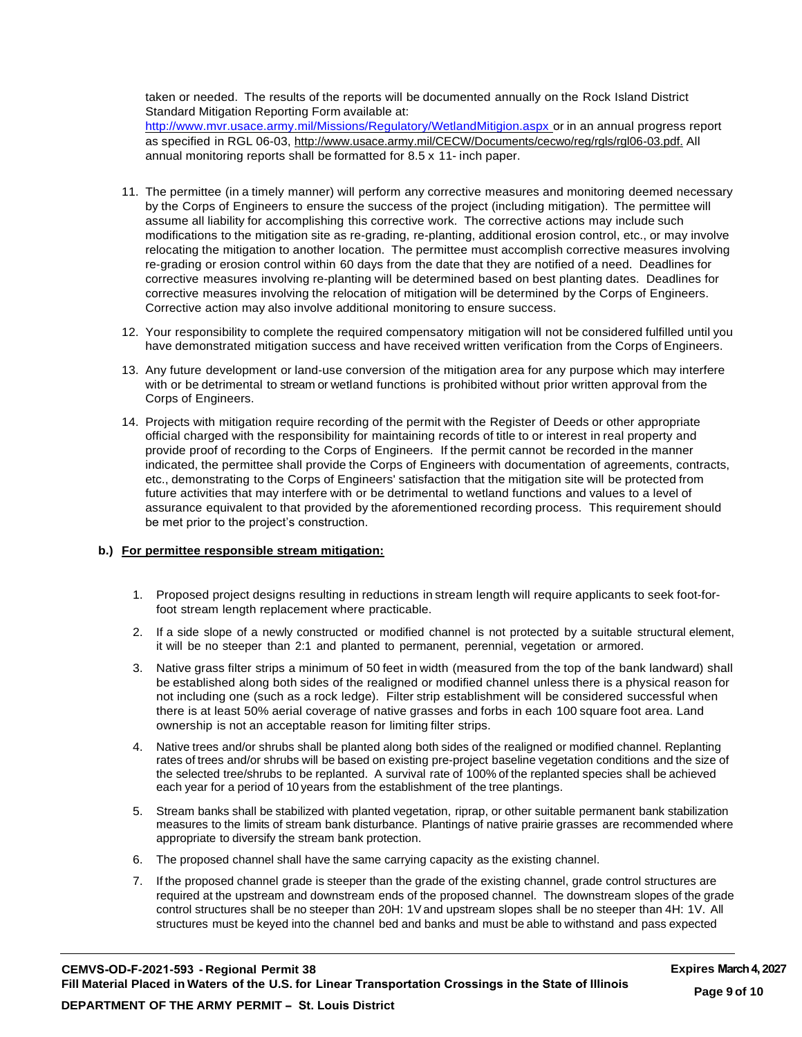taken or needed. The results of the reports will be documented annually on the Rock Island District Standard Mitigation Reporting Form available at: http://www.mvr.usace.army.mil/Missions/Regulatory/WetlandMitigion.aspx or in an annual progress report as specified in RGL 06-03, http://www.usace.army.mil/CECW/Documents/cecwo/reg/rgls/rgl06-03.pdf. All annual monitoring reports shall be formatted for 8.5 x 11- inch paper.

11. The permittee (in a timely manner) will perform any corrective measures and monitoring deemed necessary by the Corps of Engineers to ensure the success of the project (including mitigation). The permittee will assume all liability for accomplishing this corrective work. The corrective actions may include such modifications to the mitigation site as re-grading, re-planting, additional erosion control, etc., or may involve relocating the mitigation to another location. The permittee must accomplish corrective measures involving re-grading or erosion control within 60 days from the date that they are notified of a need. Deadlines for corrective measures involving re-planting will be determined based on best planting dates. Deadlines for corrective measures involving the relocation of mitigation will be determined by the Corps of Engineers. Corrective action may also involve additional monitoring to ensure success.

12. Your responsibility to complete the required compensatory mitigation will not be considered fulfilled until you have demonstrated mitigation success and have received written verification from the Corps of Engineers.

13. Any future development or land-use conversion of the mitigation area for any purpose which may interfere with or be detrimental to stream or wetland functions is prohibited without prior written approval from the Corps of Engineers.

14. Projects with mitigation require recording of the permit with the Register of Deeds or other appropriate official charged with the responsibility for maintaining records of title to or interest in real property and provide proof of recording to the Corps of Engineers. If the permit cannot be recorded in the manner indicated, the permittee shall provide the Corps of Engineers with documentation of agreements, contracts, etc., demonstrating to the Corps of Engineers' satisfaction that the mitigation site will be protected from future activities that may interfere with or be detrimental to wetland functions and values to a level of assurance equivalent to that provided by the aforementioned recording process. This requirement should be met prior to the project's construction.

**b.) <u>For permittee responsible stream mitigation:</u>**

1. Proposed project designs resulting in reductions in stream length will require applicants to seek foot-for-foot stream length replacement where practicable.

2. If a side slope of a newly constructed or modified channel is not protected by a suitable structural element, it will be no steeper than 2:1 and planted to permanent, perennial, vegetation or armored.

3. Native grass filter strips a minimum of 50 feet in width (measured from the top of the bank landward) shall be established along both sides of the realigned or modified channel unless there is a physical reason for not including one (such as a rock ledge). Filter strip establishment will be considered successful when there is at least 50% aerial coverage of native grasses and forbs in each 100 square foot area. Land ownership is not an acceptable reason for limiting filter strips.

4. Native trees and/or shrubs shall be planted along both sides of the realigned or modified channel. Replanting rates of trees and/or shrubs will be based on existing pre-project baseline vegetation conditions and the size of the selected tree/shrubs to be replanted. A survival rate of 100% of the replanted species shall be achieved each year for a period of 10 years from the establishment of the tree plantings.

5. Stream banks shall be stabilized with planted vegetation, riprap, or other suitable permanent bank stabilization measures to the limits of stream bank disturbance. Plantings of native prairie grasses are recommended where appropriate to diversify the stream bank protection.

6. The proposed channel shall have the same carrying capacity as the existing channel.

7. If the proposed channel grade is steeper than the grade of the existing channel, grade control structures are required at the upstream and downstream ends of the proposed channel. The downstream slopes of the grade control structures shall be no steeper than 20H: 1V and upstream slopes shall be no steeper than 4H: 1V. All structures must be keyed into the channel bed and banks and must be able to withstand and pass expected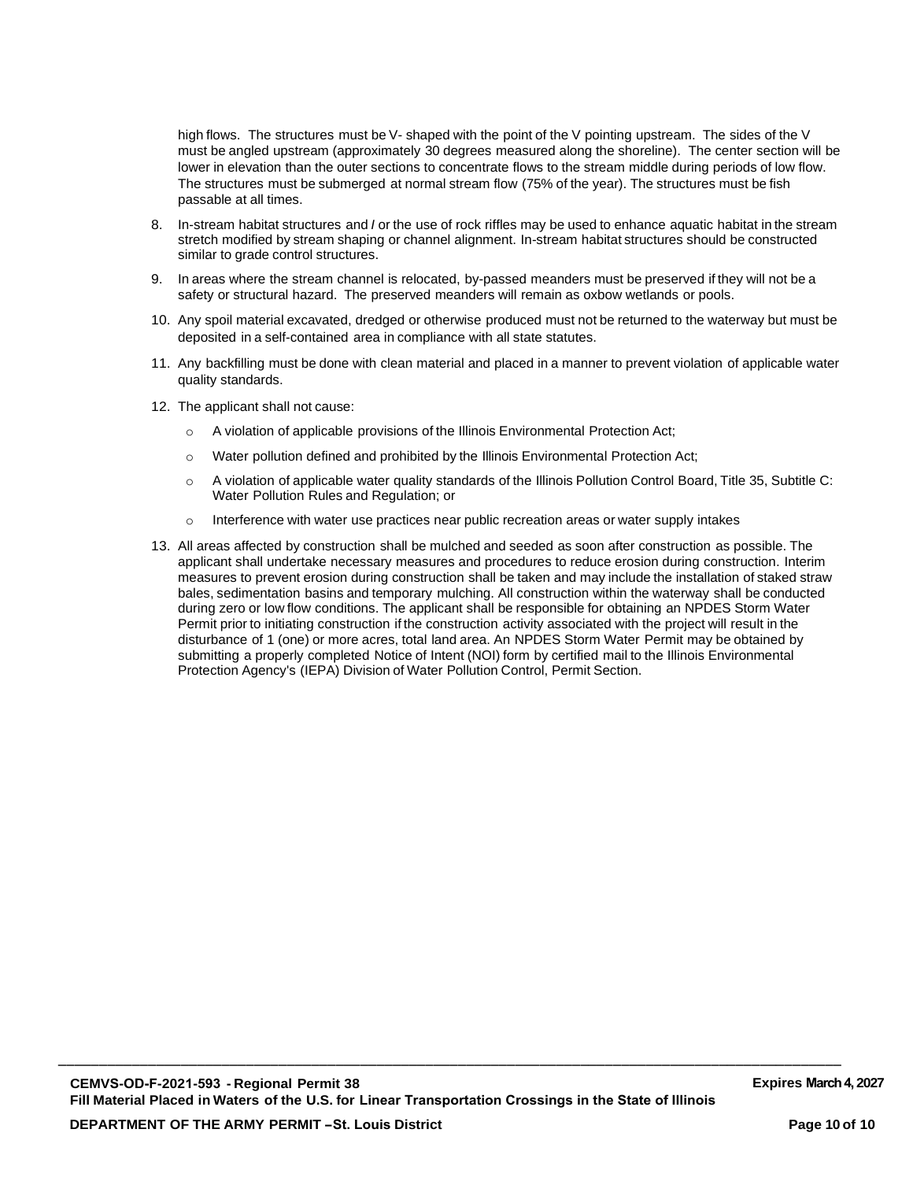high flows. The structures must be V- shaped with the point of the V pointing upstream. The sides of the V must be angled upstream (approximately 30 degrees measured along the shoreline). The center section will be lower in elevation than the outer sections to concentrate flows to the stream middle during periods of low flow. The structures must be submerged at normal stream flow (75% of the year). The structures must be fish passable at all times.

8. In-stream habitat structures and / or the use of rock riffles may be used to enhance aquatic habitat in the stream stretch modified by stream shaping or channel alignment. In-stream habitat structures should be constructed similar to grade control structures.

9. In areas where the stream channel is relocated, by-passed meanders must be preserved if they will not be a safety or structural hazard. The preserved meanders will remain as oxbow wetlands or pools.

10. Any spoil material excavated, dredged or otherwise produced must not be returned to the waterway but must be deposited in a self-contained area in compliance with all state statutes.

11. Any backfilling must be done with clean material and placed in a manner to prevent violation of applicable water quality standards.

12. The applicant shall not cause:

    - A violation of applicable provisions of the Illinois Environmental Protection Act;
    - Water pollution defined and prohibited by the Illinois Environmental Protection Act;
    - A violation of applicable water quality standards of the Illinois Pollution Control Board, Title 35, Subtitle C: Water Pollution Rules and Regulation; or
    - Interference with water use practices near public recreation areas or water supply intakes

13. All areas affected by construction shall be mulched and seeded as soon after construction as possible. The applicant shall undertake necessary measures and procedures to reduce erosion during construction. Interim measures to prevent erosion during construction shall be taken and may include the installation of staked straw bales, sedimentation basins and temporary mulching. All construction within the waterway shall be conducted during zero or low flow conditions. The applicant shall be responsible for obtaining an NPDES Storm Water Permit prior to initiating construction if the construction activity associated with the project will result in the disturbance of 1 (one) or more acres, total land area. An NPDES Storm Water Permit may be obtained by submitting a properly completed Notice of Intent (NOI) form by certified mail to the Illinois Environmental Protection Agency's (IEPA) Division of Water Pollution Control, Permit Section.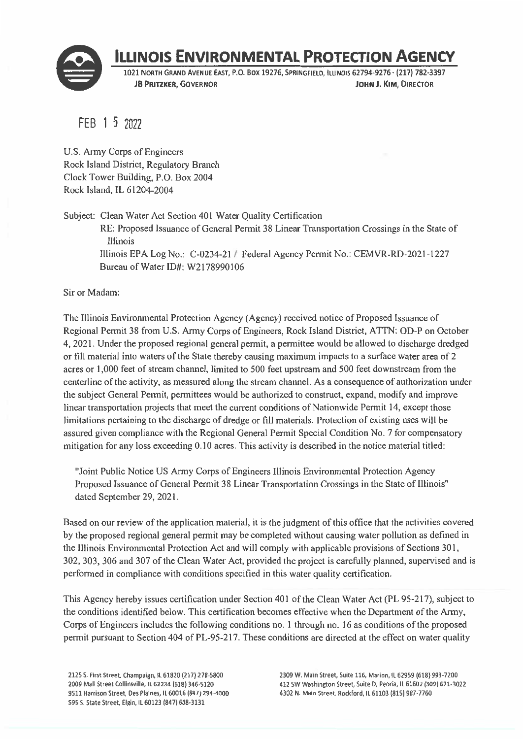# ILLINOIS ENVIRONMENTAL PROTECTION AGENCY

1021 NORTH GRAND AVENUE EAST, P.O. BOX 19276, SPRINGFIELD, ILLINOIS 62794-9276 · (217) 782-3397

**JB PRITZKER, GOVERNOR** **JOHN J. KIM, DIRECTOR**

FEB 15 2022

U.S. Army Corps of Engineers
Rock Island District, Regulatory Branch
Clock Tower Building, P.O. Box 2004
Rock Island, IL 61204-2004

Subject: Clean Water Act Section 401 Water Quality Certification
RE: Proposed Issuance of General Permit 38 Linear Transportation Crossings in the State of Illinois
Illinois EPA Log No.: C-0234-21 / Federal Agency Permit No.: CEMVR-RD-2021-1227
Bureau of Water ID#: W2178990106

Sir or Madam:

The Illinois Environmental Protection Agency (Agency) received notice of Proposed Issuance of Regional Permit 38 from U.S. Army Corps of Engineers, Rock Island District, ATTN: OD-P on October 4, 2021. Under the proposed regional general permit, a permittee would be allowed to discharge dredged or fill material into waters of the State thereby causing maximum impacts to a surface water area of 2 acres or 1,000 feet of stream channel, limited to 500 feet upstream and 500 feet downstream from the centerline of the activity, as measured along the stream channel. As a consequence of authorization under the subject General Permit, permittees would be authorized to construct, expand, modify and improve linear transportation projects that meet the current conditions of Nationwide Permit 14, except those limitations pertaining to the discharge of dredge or fill materials. Protection of existing uses will be assured given compliance with the Regional General Permit Special Condition No. 7 for compensatory mitigation for any loss exceeding 0.10 acres. This activity is described in the notice material titled:

"Joint Public Notice US Army Corps of Engineers Illinois Environmental Protection Agency Proposed Issuance of General Permit 38 Linear Transportation Crossings in the State of Illinois" dated September 29, 2021.

Based on our review of the application material, it is the judgment of this office that the activities covered by the proposed regional general permit may be completed without causing water pollution as defined in the Illinois Environmental Protection Act and will comply with applicable provisions of Sections 301, 302, 303, 306 and 307 of the Clean Water Act, provided the project is carefully planned, supervised and is performed in compliance with conditions specified in this water quality certification.

This Agency hereby issues certification under Section 401 of the Clean Water Act (PL 95-217), subject to the conditions identified below. This certification becomes effective when the Department of the Army, Corps of Engineers includes the following conditions no. 1 through no. 16 as conditions of the proposed permit pursuant to Section 404 of PL-95-217. These conditions are directed at the effect on water quality

2125 S. First Street, Champaign, IL 61820 (217) 278-5800
2009 Mall Street Collinsville, IL 62234 (618) 346-5120
9511 Harrison Street, Des Plaines, IL 60016 (847) 294-4000
595 S. State Street, Elgin, IL 60123 (847) 608-3131
2309 W. Main Street, Suite 116, Marion, IL 62959 (618) 993-7200
412 SW Washington Street, Suite D, Peoria, IL 61602 (309) 671-3022
4302 N. Main Street, Rockford, IL 61103 (815) 987-7760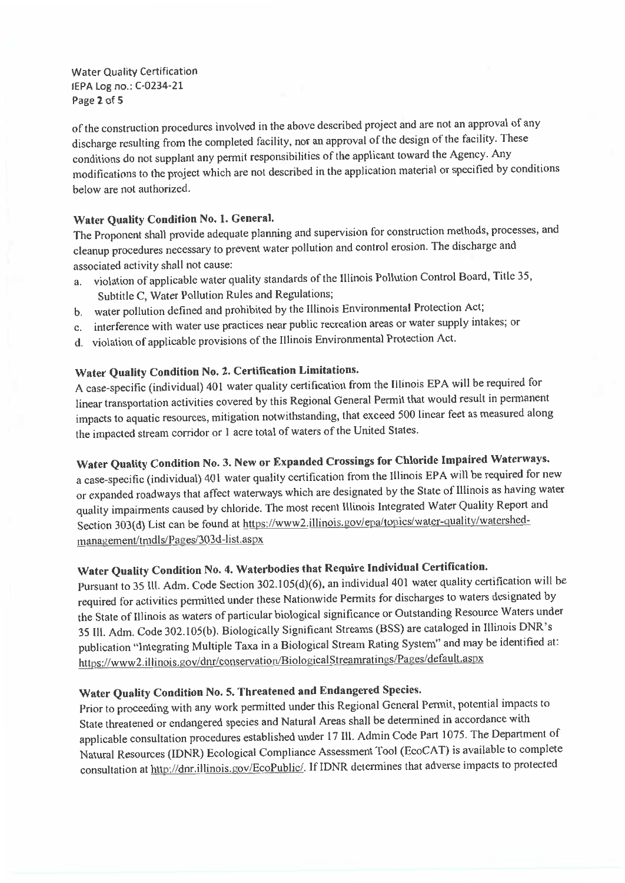of the construction procedures involved in the above described project and are not an approval of any discharge resulting from the completed facility, nor an approval of the design of the facility. These conditions do not supplant any permit responsibilities of the applicant toward the Agency. Any modifications to the project which are not described in the application material or specified by conditions below are not authorized.

**Water Quality Condition No. 1. General.**

The Proponent shall provide adequate planning and supervision for construction methods, processes, and cleanup procedures necessary to prevent water pollution and control erosion. The discharge and associated activity shall not cause:

a. violation of applicable water quality standards of the Illinois Pollution Control Board, Title 35, Subtitle C, Water Pollution Rules and Regulations;
b. water pollution defined and prohibited by the Illinois Environmental Protection Act;
c. interference with water use practices near public recreation areas or water supply intakes; or
d. violation of applicable provisions of the Illinois Environmental Protection Act.

**Water Quality Condition No. 2. Certification Limitations.**

A case-specific (individual) 401 water quality certification from the Illinois EPA will be required for linear transportation activities covered by this Regional General Permit that would result in permanent impacts to aquatic resources, mitigation notwithstanding, that exceed 500 linear feet as measured along the impacted stream corridor or 1 acre total of waters of the United States.

**Water Quality Condition No. 3. New or Expanded Crossings for Chloride Impaired Waterways.**

a case-specific (individual) 401 water quality certification from the Illinois EPA will be required for new or expanded roadways that affect waterways which are designated by the State of Illinois as having water quality impairments caused by chloride. The most recent Illinois Integrated Water Quality Report and Section 303(d) List can be found at https://www2.illinois.gov/epa/topics/water-quality/watershed-management/tmdls/Pages/303d-list.aspx

**Water Quality Condition No. 4. Waterbodies that Require Individual Certification.**

Pursuant to 35 Ill. Adm. Code Section 302.105(d)(6), an individual 401 water quality certification will be required for activities permitted under these Nationwide Permits for discharges to waters designated by the State of Illinois as waters of particular biological significance or Outstanding Resource Waters under 35 Ill. Adm. Code 302.105(b). Biologically Significant Streams (BSS) are cataloged in Illinois DNR's publication "Integrating Multiple Taxa in a Biological Stream Rating System" and may be identified at: https://www2.illinois.gov/dnr/conservation/BiologicalStreamratings/Pages/default.aspx

**Water Quality Condition No. 5. Threatened and Endangered Species.**

Prior to proceeding with any work permitted under this Regional General Permit, potential impacts to State threatened or endangered species and Natural Areas shall be determined in accordance with applicable consultation procedures established under 17 Ill. Admin Code Part 1075. The Department of Natural Resources (IDNR) Ecological Compliance Assessment Tool (EcoCAT) is available to complete consultation at http://dnr.illinois.gov/EcoPublic/. If IDNR determines that adverse impacts to protected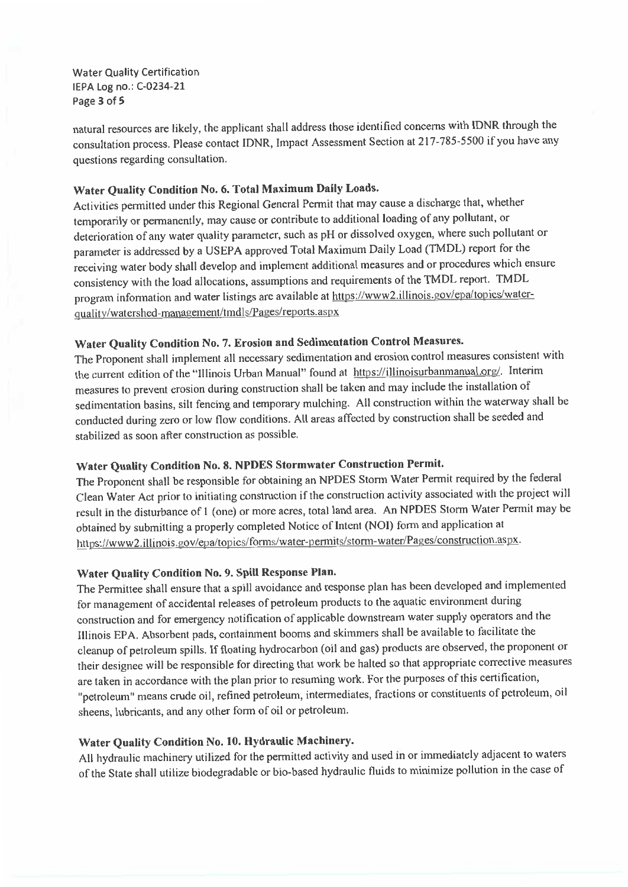natural resources are likely, the applicant shall address those identified concerns with IDNR through the consultation process. Please contact IDNR, Impact Assessment Section at 217-785-5500 if you have any questions regarding consultation.

### Water Quality Condition No. 6. Total Maximum Daily Loads.

Activities permitted under this Regional General Permit that may cause a discharge that, whether temporarily or permanently, may cause or contribute to additional loading of any pollutant, or deterioration of any water quality parameter, such as pH or dissolved oxygen, where such pollutant or parameter is addressed by a USEPA approved Total Maximum Daily Load (TMDL) report for the receiving water body shall develop and implement additional measures and or procedures which ensure consistency with the load allocations, assumptions and requirements of the TMDL report. TMDL program information and water listings are available at https://www2.illinois.gov/epa/topics/water-quality/watershed-management/tmdls/Pages/reports.aspx

### Water Quality Condition No. 7. Erosion and Sedimentation Control Measures.

The Proponent shall implement all necessary sedimentation and erosion control measures consistent with the current edition of the "Illinois Urban Manual" found at https://illinoisurbanmanual.org/. Interim measures to prevent erosion during construction shall be taken and may include the installation of sedimentation basins, silt fencing and temporary mulching. All construction within the waterway shall be conducted during zero or low flow conditions. All areas affected by construction shall be seeded and stabilized as soon after construction as possible.

### Water Quality Condition No. 8. NPDES Stormwater Construction Permit.

The Proponent shall be responsible for obtaining an NPDES Storm Water Permit required by the federal Clean Water Act prior to initiating construction if the construction activity associated with the project will result in the disturbance of 1 (one) or more acres, total land area. An NPDES Storm Water Permit may be obtained by submitting a properly completed Notice of Intent (NOI) form and application at https://www2.illinois.gov/epa/topics/forms/water-permits/storm-water/Pages/construction.aspx.

### Water Quality Condition No. 9. Spill Response Plan.

The Permittee shall ensure that a spill avoidance and response plan has been developed and implemented for management of accidental releases of petroleum products to the aquatic environment during construction and for emergency notification of applicable downstream water supply operators and the Illinois EPA. Absorbent pads, containment booms and skimmers shall be available to facilitate the cleanup of petroleum spills. If floating hydrocarbon (oil and gas) products are observed, the proponent or their designee will be responsible for directing that work be halted so that appropriate corrective measures are taken in accordance with the plan prior to resuming work. For the purposes of this certification, "petroleum" means crude oil, refined petroleum, intermediates, fractions or constituents of petroleum, oil sheens, lubricants, and any other form of oil or petroleum.

### Water Quality Condition No. 10. Hydraulic Machinery.

All hydraulic machinery utilized for the permitted activity and used in or immediately adjacent to waters of the State shall utilize biodegradable or bio-based hydraulic fluids to minimize pollution in the case of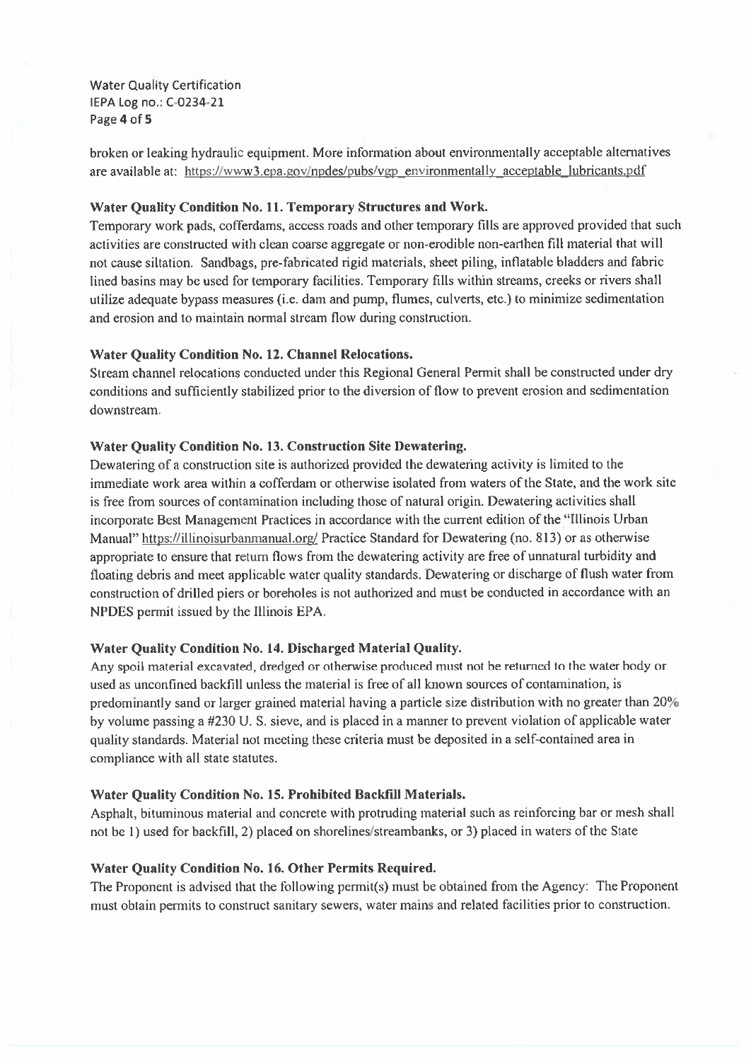broken or leaking hydraulic equipment. More information about environmentally acceptable alternatives are available at: https://www3.epa.gov/npdes/pubs/vgp_environmentally_acceptable_lubricants.pdf

**Water Quality Condition No. 11. Temporary Structures and Work.**

Temporary work pads, cofferdams, access roads and other temporary fills are approved provided that such activities are constructed with clean coarse aggregate or non-erodible non-earthen fill material that will not cause siltation. Sandbags, pre-fabricated rigid materials, sheet piling, inflatable bladders and fabric lined basins may be used for temporary facilities. Temporary fills within streams, creeks or rivers shall utilize adequate bypass measures (i.e. dam and pump, flumes, culverts, etc.) to minimize sedimentation and erosion and to maintain normal stream flow during construction.

**Water Quality Condition No. 12. Channel Relocations.**

Stream channel relocations conducted under this Regional General Permit shall be constructed under dry conditions and sufficiently stabilized prior to the diversion of flow to prevent erosion and sedimentation downstream.

**Water Quality Condition No. 13. Construction Site Dewatering.**

Dewatering of a construction site is authorized provided the dewatering activity is limited to the immediate work area within a cofferdam or otherwise isolated from waters of the State, and the work site is free from sources of contamination including those of natural origin. Dewatering activities shall incorporate Best Management Practices in accordance with the current edition of the "Illinois Urban Manual" https://illinoisurbanmanual.org/ Practice Standard for Dewatering (no. 813) or as otherwise appropriate to ensure that return flows from the dewatering activity are free of unnatural turbidity and floating debris and meet applicable water quality standards. Dewatering or discharge of flush water from construction of drilled piers or boreholes is not authorized and must be conducted in accordance with an NPDES permit issued by the Illinois EPA.

**Water Quality Condition No. 14. Discharged Material Quality.**

Any spoil material excavated, dredged or otherwise produced must not be returned to the water body or used as unconfined backfill unless the material is free of all known sources of contamination, is predominantly sand or larger grained material having a particle size distribution with no greater than 20% by volume passing a #230 U. S. sieve, and is placed in a manner to prevent violation of applicable water quality standards. Material not meeting these criteria must be deposited in a self-contained area in compliance with all state statutes.

**Water Quality Condition No. 15. Prohibited Backfill Materials.**

Asphalt, bituminous material and concrete with protruding material such as reinforcing bar or mesh shall not be 1) used for backfill, 2) placed on shorelines/streambanks, or 3) placed in waters of the State

**Water Quality Condition No. 16. Other Permits Required.**

The Proponent is advised that the following permit(s) must be obtained from the Agency: The Proponent must obtain permits to construct sanitary sewers, water mains and related facilities prior to construction.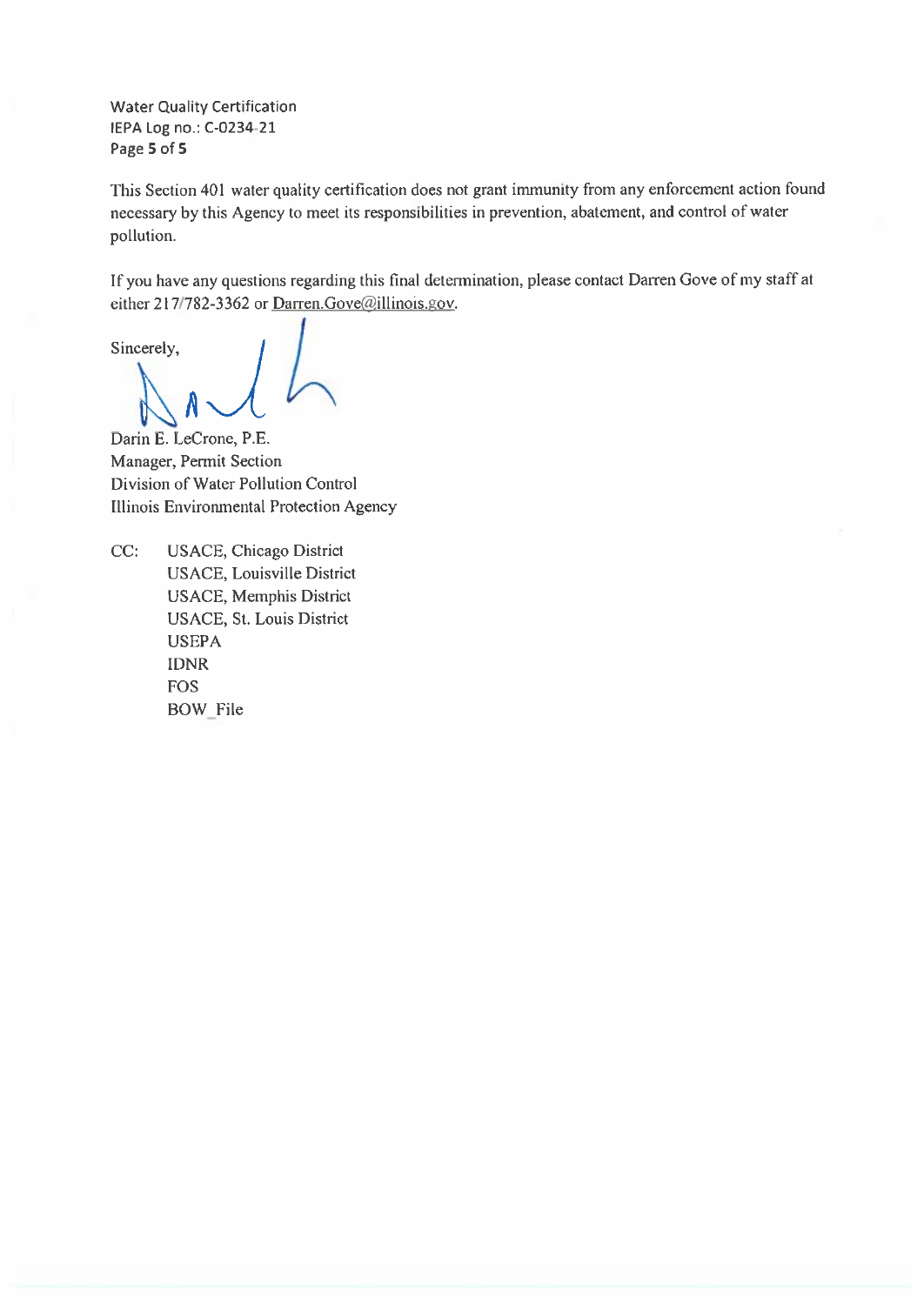This Section 401 water quality certification does not grant immunity from any enforcement action found necessary by this Agency to meet its responsibilities in prevention, abatement, and control of water pollution.

If you have any questions regarding this final determination, please contact Darren Gove of my staff at either 217/782-3362 or Darren.Gove@illinois.gov.

Sincerely,

Darin E. LeCrone, P.E.
Manager, Permit Section
Division of Water Pollution Control
Illinois Environmental Protection Agency

CC: USACE, Chicago District
USACE, Louisville District
USACE, Memphis District
USACE, St. Louis District
USEPA
IDNR
FOS
BOW_File